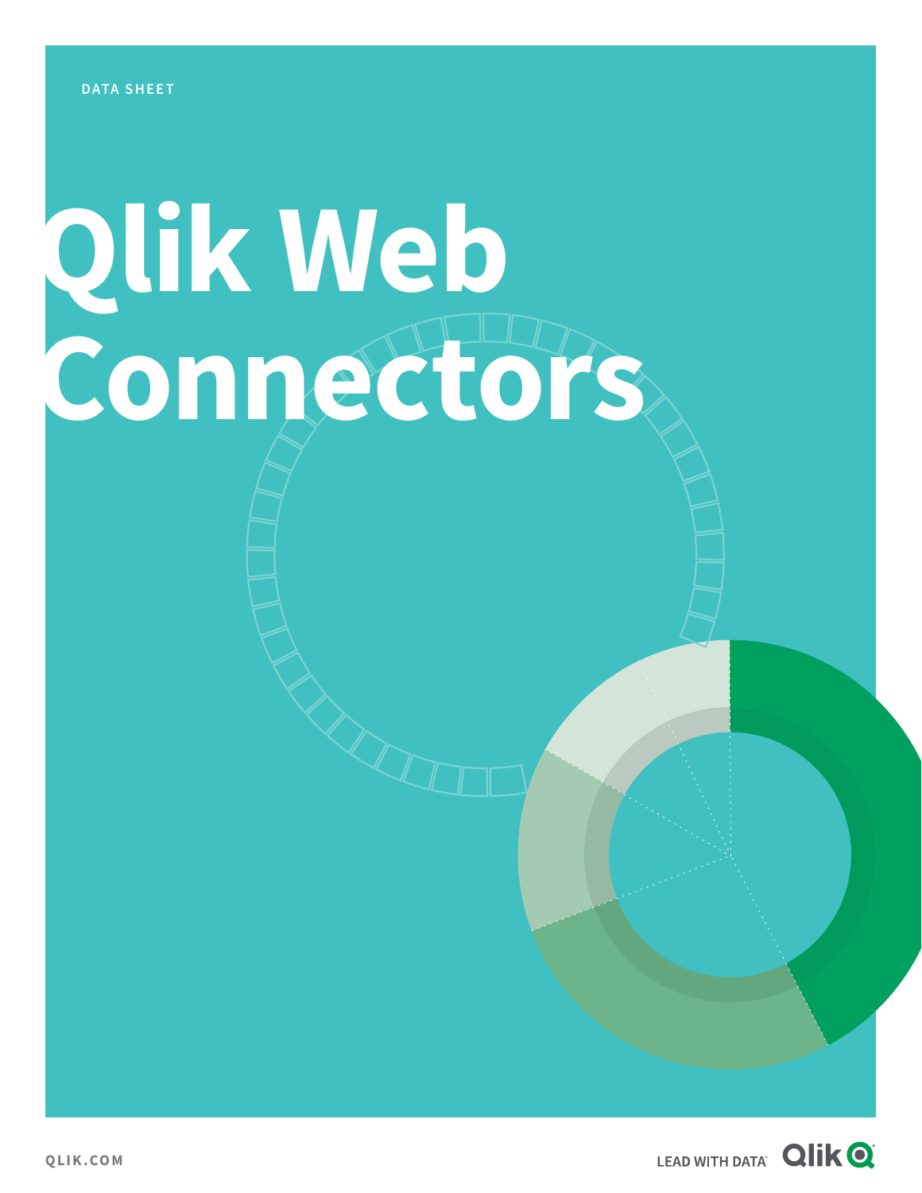DATA SHEET

# Qlik Web Connectors

QLIK.COM

LEAD WITH DATA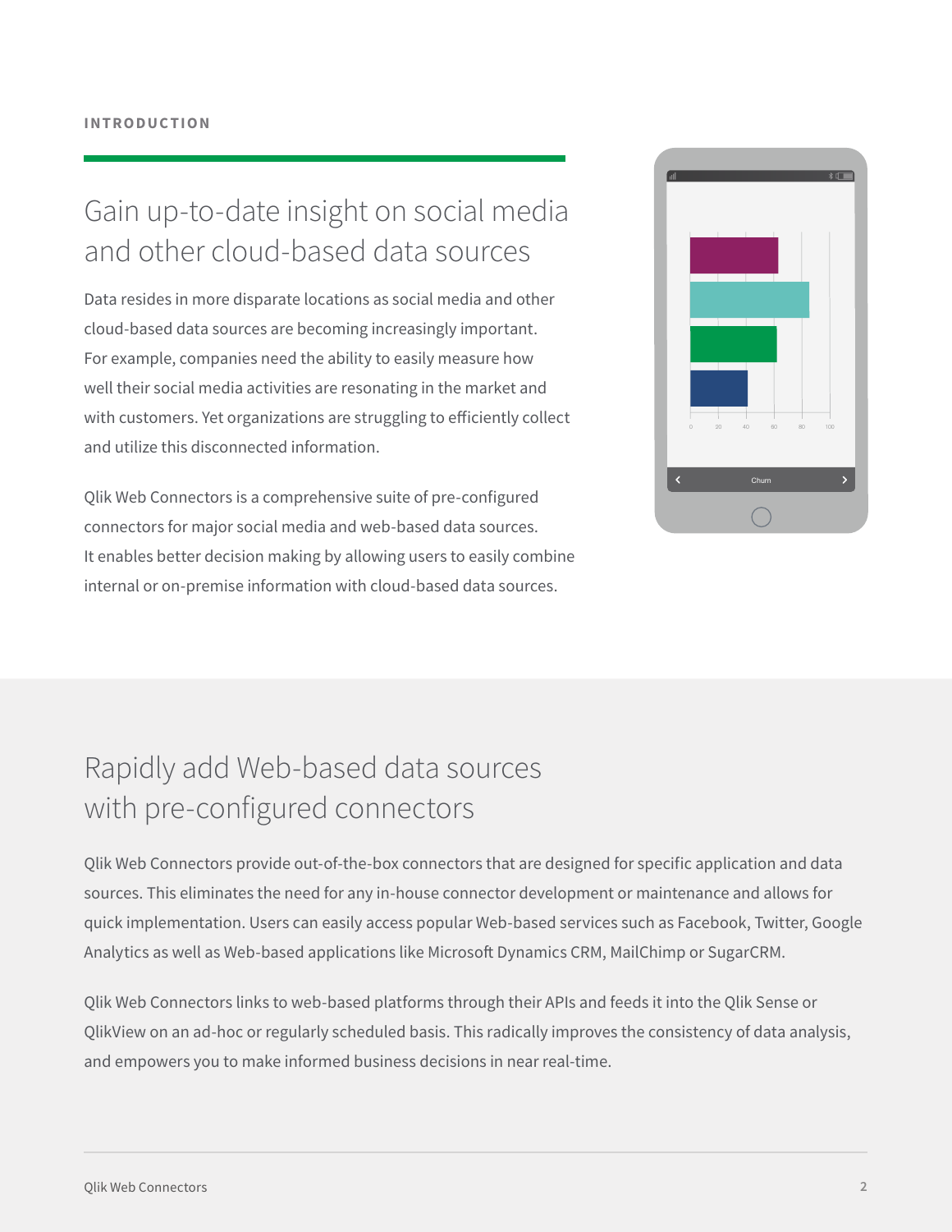INTRODUCTION

# Gain up-to-date insight on social media and other cloud-based data sources

Data resides in more disparate locations as social media and other cloud-based data sources are becoming increasingly important. For example, companies need the ability to easily measure how well their social media activities are resonating in the market and with customers. Yet organizations are struggling to efficiently collect and utilize this disconnected information.

Qlik Web Connectors is a comprehensive suite of pre-configured connectors for major social media and web-based data sources. It enables better decision making by allowing users to easily combine internal or on-premise information with cloud-based data sources.

# Rapidly add Web-based data sources with pre-configured connectors

Qlik Web Connectors provide out-of-the-box connectors that are designed for specific application and data sources. This eliminates the need for any in-house connector development or maintenance and allows for quick implementation. Users can easily access popular Web-based services such as Facebook, Twitter, Google Analytics as well as Web-based applications like Microsoft Dynamics CRM, MailChimp or SugarCRM.

Qlik Web Connectors links to web-based platforms through their APIs and feeds it into the Qlik Sense or QlikView on an ad-hoc or regularly scheduled basis. This radically improves the consistency of data analysis, and empowers you to make informed business decisions in near real-time.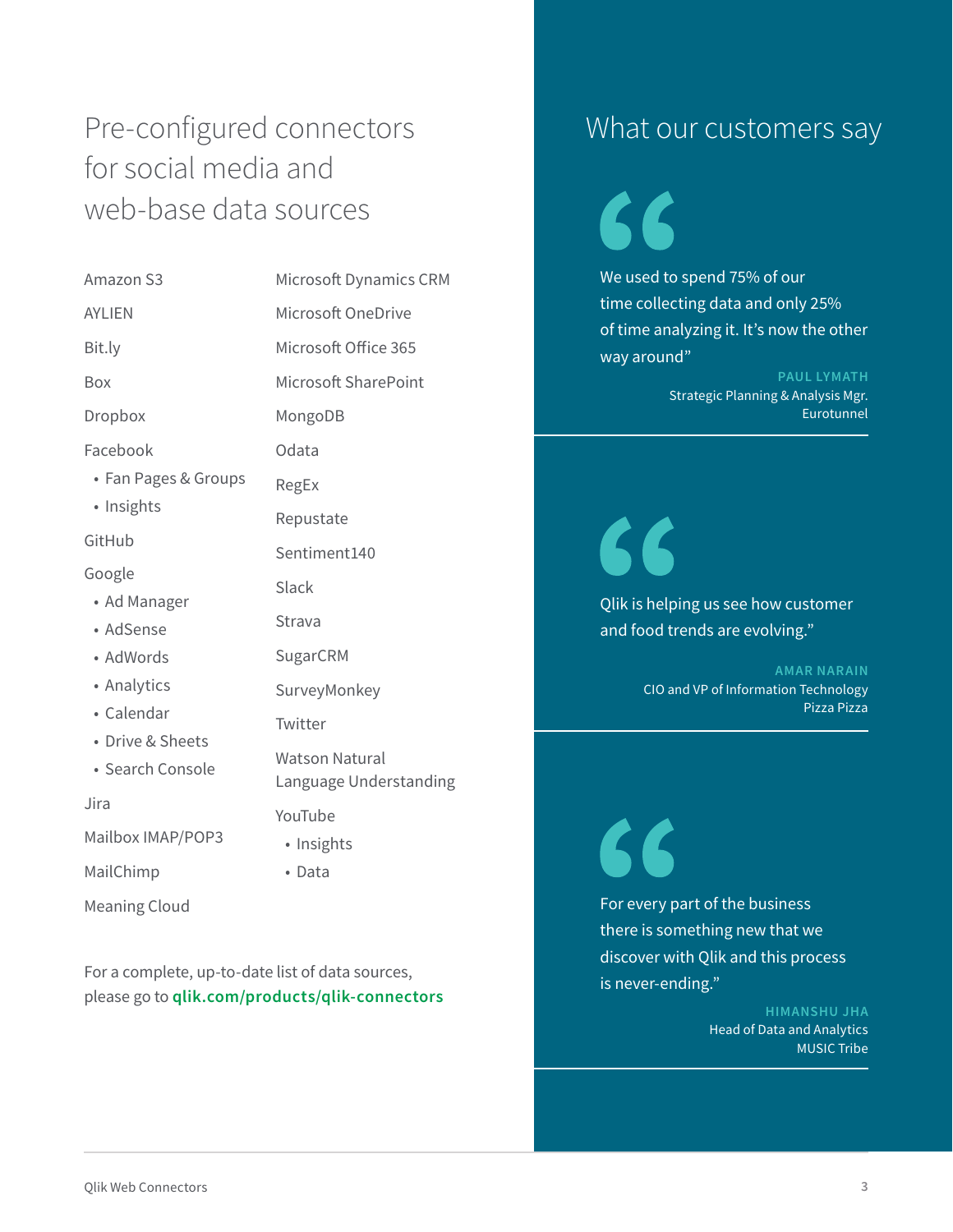## Pre-configured connectors for social media and web-base data sources

- Amazon S3
- AYLIEN
- Bit.ly
- Box
- Dropbox
- Facebook
  - Fan Pages & Groups
  - Insights
- GitHub
- Google
  - Ad Manager
  - AdSense
  - AdWords
  - Analytics
  - Calendar
  - Drive & Sheets
  - Search Console
- Jira
- Mailbox IMAP/POP3
- MailChimp
- Meaning Cloud
- Microsoft Dynamics CRM
- Microsoft OneDrive
- Microsoft Office 365
- Microsoft SharePoint
- MongoDB
- Odata
- RegEx
- Repustate
- Sentiment140
- Slack
- Strava
- SugarCRM
- SurveyMonkey
- Twitter
- Watson Natural Language Understanding
- YouTube
  - Insights
  - Data

For a complete, up-to-date list of data sources, please go to **qlik.com/products/qlik-connectors**

## What our customers say

> We used to spend 75% of our time collecting data and only 25% of time analyzing it. It's now the other way around"
>
> **PAUL LYMATH**
> Strategic Planning & Analysis Mgr.
> Eurotunnel

> Qlik is helping us see how customer and food trends are evolving."
>
> **AMAR NARAIN**
> CIO and VP of Information Technology
> Pizza Pizza

> For every part of the business there is something new that we discover with Qlik and this process is never-ending."
>
> **HIMANSHU JHA**
> Head of Data and Analytics
> MUSIC Tribe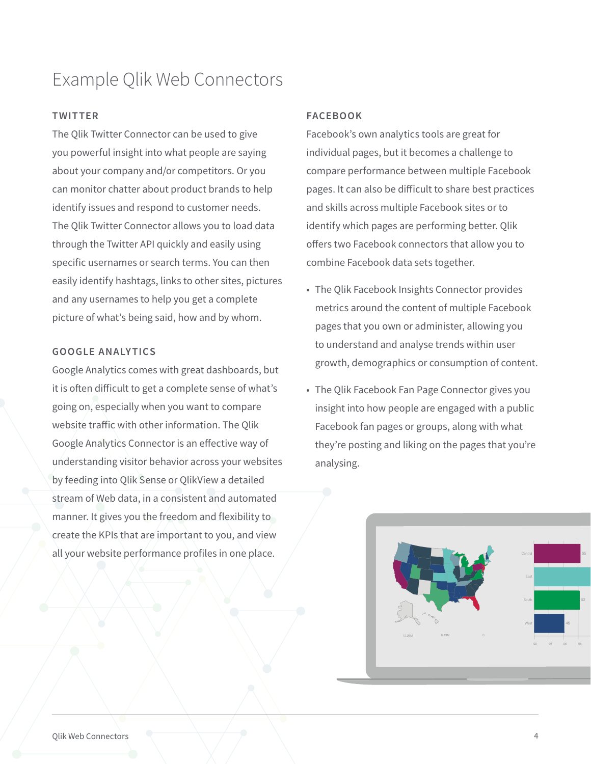# Example Qlik Web Connectors

## TWITTER

The Qlik Twitter Connector can be used to give you powerful insight into what people are saying about your company and/or competitors. Or you can monitor chatter about product brands to help identify issues and respond to customer needs. The Qlik Twitter Connector allows you to load data through the Twitter API quickly and easily using specific usernames or search terms. You can then easily identify hashtags, links to other sites, pictures and any usernames to help you get a complete picture of what's being said, how and by whom.

## GOOGLE ANALYTICS

Google Analytics comes with great dashboards, but it is often difficult to get a complete sense of what's going on, especially when you want to compare website traffic with other information. The Qlik Google Analytics Connector is an effective way of understanding visitor behavior across your websites by feeding into Qlik Sense or QlikView a detailed stream of Web data, in a consistent and automated manner. It gives you the freedom and flexibility to create the KPIs that are important to you, and view all your website performance profiles in one place.

## FACEBOOK

Facebook's own analytics tools are great for individual pages, but it becomes a challenge to compare performance between multiple Facebook pages. It can also be difficult to share best practices and skills across multiple Facebook sites or to identify which pages are performing better. Qlik offers two Facebook connectors that allow you to combine Facebook data sets together.

- The Qlik Facebook Insights Connector provides metrics around the content of multiple Facebook pages that you own or administer, allowing you to understand and analyse trends within user growth, demographics or consumption of content.
- The Qlik Facebook Fan Page Connector gives you insight into how people are engaged with a public Facebook fan pages or groups, along with what they're posting and liking on the pages that you're analysing.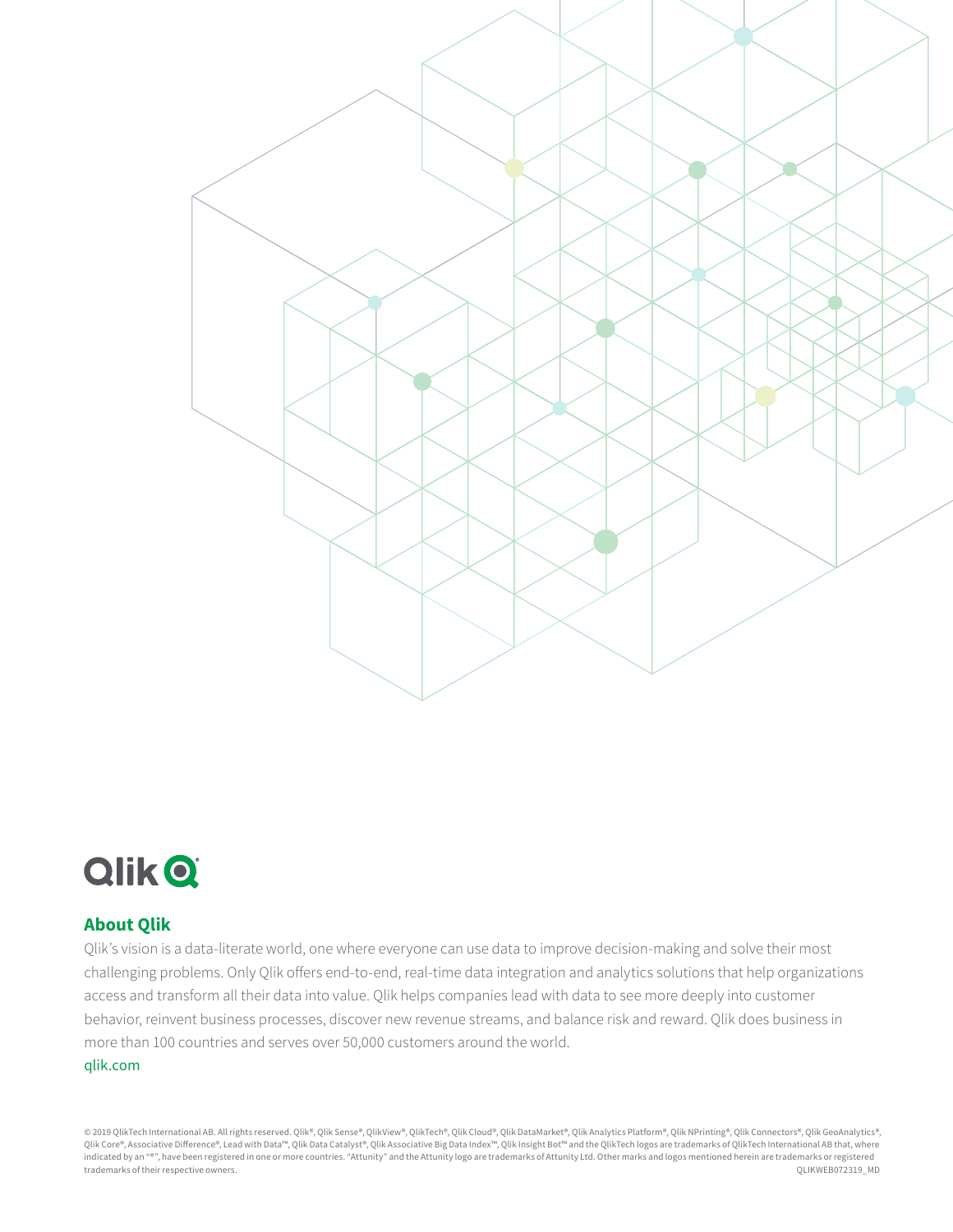Qlik

## About Qlik

Qlik's vision is a data-literate world, one where everyone can use data to improve decision-making and solve their most challenging problems. Only Qlik offers end-to-end, real-time data integration and analytics solutions that help organizations access and transform all their data into value. Qlik helps companies lead with data to see more deeply into customer behavior, reinvent business processes, discover new revenue streams, and balance risk and reward. Qlik does business in more than 100 countries and serves over 50,000 customers around the world.

qlik.com

© 2019 QlikTech International AB. All rights reserved. Qlik®, Qlik Sense®, QlikView®, QlikTech®, Qlik Cloud®, Qlik DataMarket®, Qlik Analytics Platform®, Qlik NPrinting®, Qlik Connectors®, Qlik GeoAnalytics®, Qlik Core®, Associative Difference®, Lead with Data™, Qlik Data Catalyst®, Qlik Associative Big Data Index™, Qlik Insight Bot™ and the QlikTech logos are trademarks of QlikTech International AB that, where indicated by an "®", have been registered in one or more countries. "Attunity" and the Attunity logo are trademarks of Attunity Ltd. Other marks and logos mentioned herein are trademarks or registered trademarks of their respective owners.

QLIKWEB072319_MD